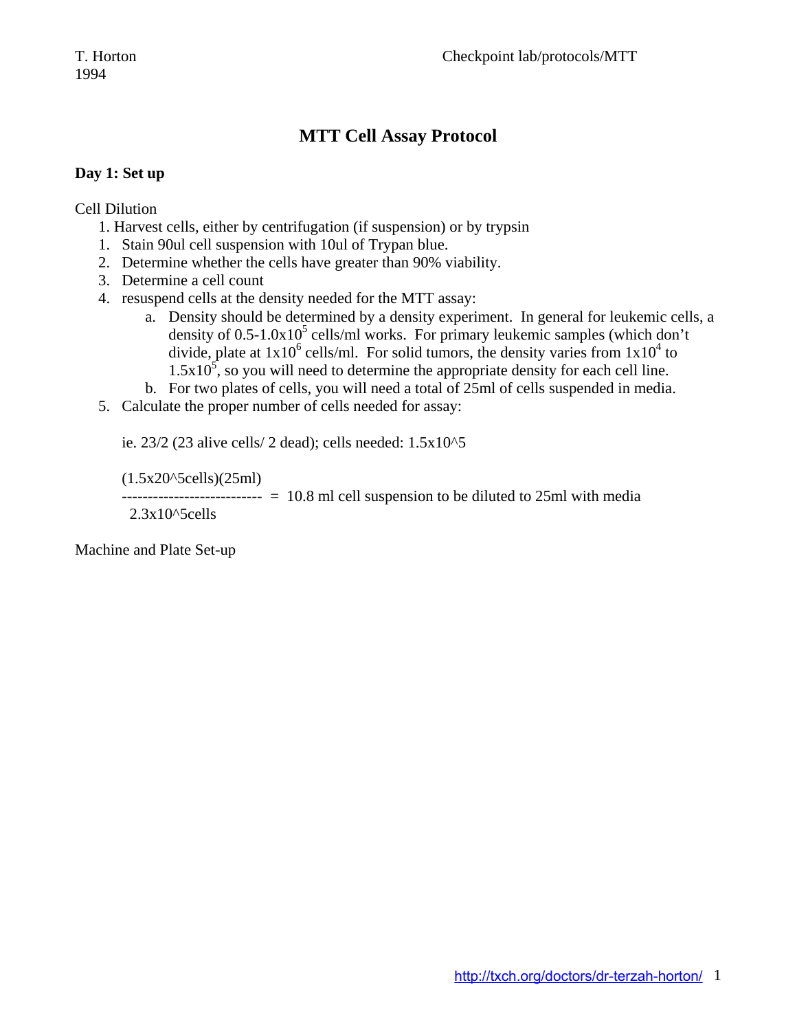# MTT Cell Assay Protocol

## Day 1: Set up

Cell Dilution

1. Harvest cells, either by centrifugation (if suspension) or by trypsin
1. Stain 90ul cell suspension with 10ul of Trypan blue.
2. Determine whether the cells have greater than 90% viability.
3. Determine a cell count
4. resuspend cells at the density needed for the MTT assay:
   a. Density should be determined by a density experiment. In general for leukemic cells, a density of $0.5\text{-}1.0\text{x}10^5$ cells/ml works. For primary leukemic samples (which don't divide, plate at $1\text{x}10^6$ cells/ml. For solid tumors, the density varies from $1\text{x}10^4$ to $1.5\text{x}10^5$, so you will need to determine the appropriate density for each cell line.
   b. For two plates of cells, you will need a total of 25ml of cells suspended in media.
5. Calculate the proper number of cells needed for assay:

   ie. 23/2 (23 alive cells/ 2 dead); cells needed: 1.5x10^5

   $$\frac{(1.5\text{x}20^{5}\text{cells})(25\text{ml})}{2.3\text{x}10^{5}\text{cells}} = 10.8 \text{ ml cell suspension to be diluted to 25ml with media}$$

Machine and Plate Set-up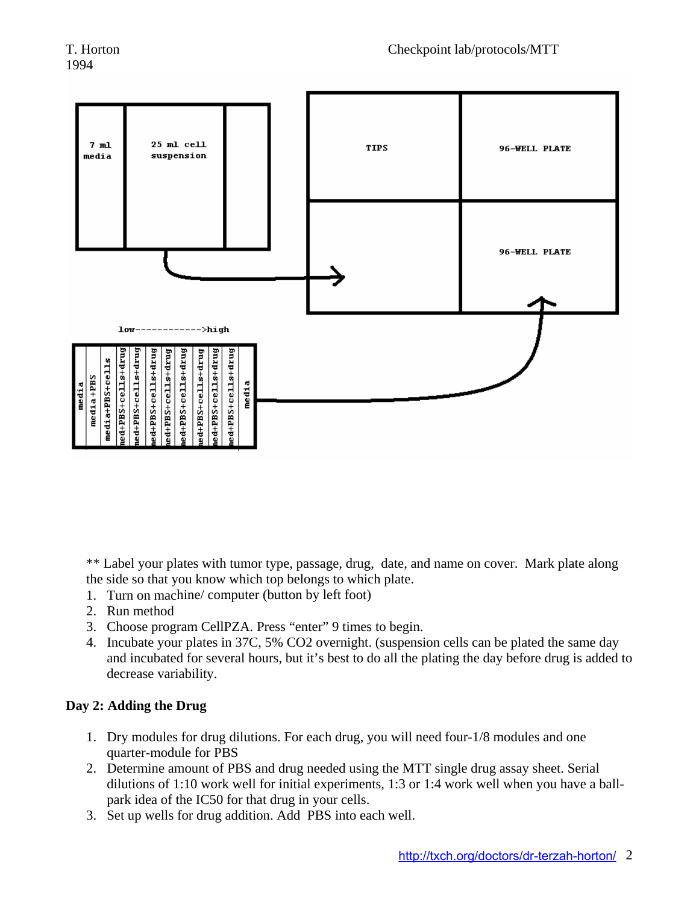7 ml media | 25 ml cell suspension

TIPS | 96-WELL PLATE | 96-WELL PLATE

low------------>high

| media | media+PBS | media+PBS+cells | med+PBS+cells+drug | med+PBS+cells+drug | med+PBS+cells+drug | med+PBS+cells+drug | med+PBS+cells+drug | med+PBS+cells+drug | med+PBS+cells+drug | med+PBS+cells+drug | media |
|---|---|---|---|---|---|---|---|---|---|---|---|

** Label your plates with tumor type, passage, drug, date, and name on cover. Mark plate along the side so that you know which top belongs to which plate.

1. Turn on machine/ computer (button by left foot)
2. Run method
3. Choose program CellPZA. Press "enter" 9 times to begin.
4. Incubate your plates in 37C, 5% $CO_2$ overnight. (suspension cells can be plated the same day and incubated for several hours, but it's best to do all the plating the day before drug is added to decrease variability.

**Day 2: Adding the Drug**

1. Dry modules for drug dilutions. For each drug, you will need four-1/8 modules and one quarter-module for PBS
2. Determine amount of PBS and drug needed using the MTT single drug assay sheet. Serial dilutions of 1:10 work well for initial experiments, 1:3 or 1:4 work well when you have a ball-park idea of the IC50 for that drug in your cells.
3. Set up wells for drug addition. Add PBS into each well.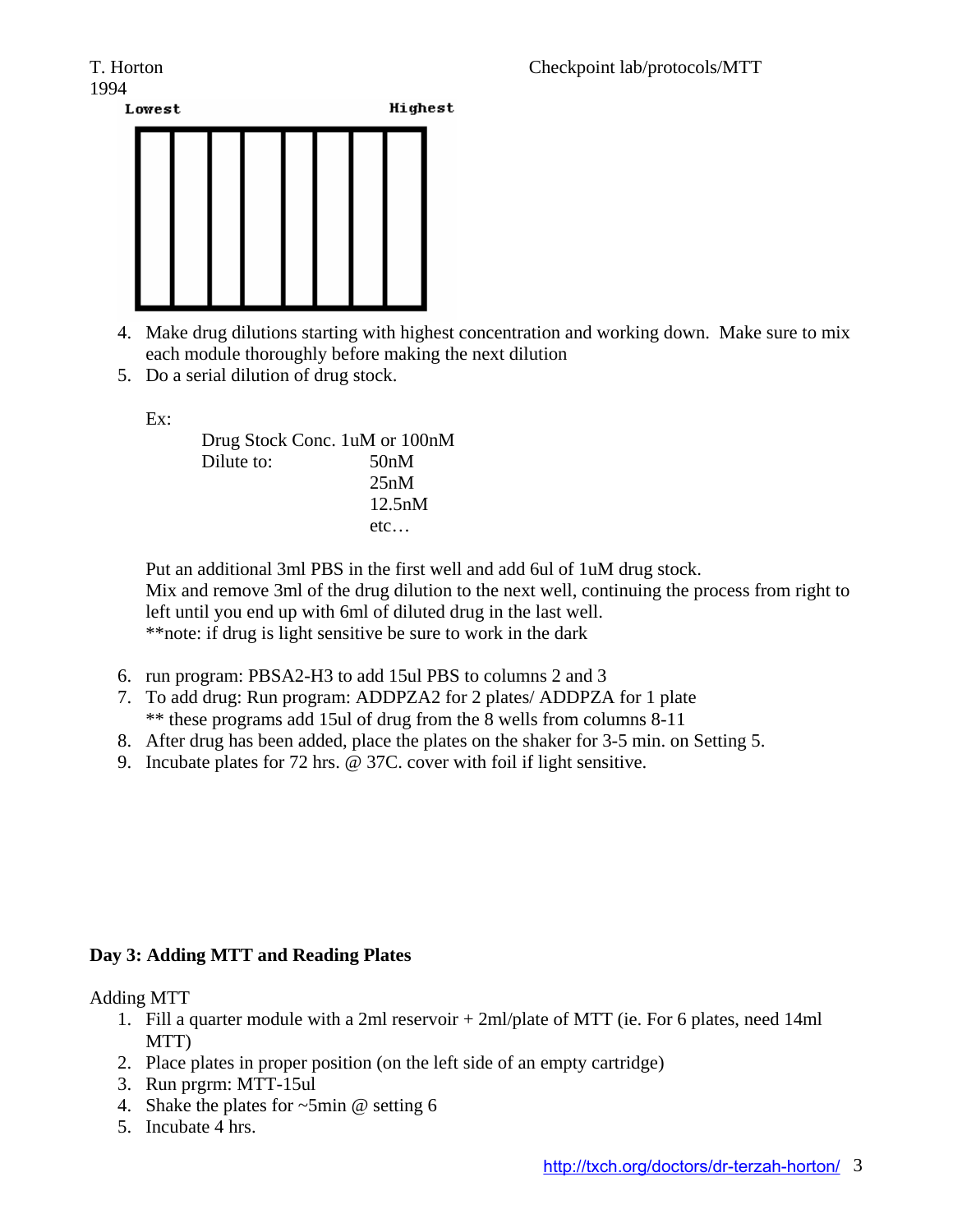Lowest Highest

4. Make drug dilutions starting with highest concentration and working down. Make sure to mix each module thoroughly before making the next dilution
5. Do a serial dilution of drug stock.

   Ex:

   Drug Stock Conc. 1uM or 100nM
   Dilute to: 50nM
   25nM
   12.5nM
   etc…

   Put an additional 3ml PBS in the first well and add 6ul of 1uM drug stock.
   Mix and remove 3ml of the drug dilution to the next well, continuing the process from right to left until you end up with 6ml of diluted drug in the last well.
   **note: if drug is light sensitive be sure to work in the dark

6. run program: PBSA2-H3 to add 15ul PBS to columns 2 and 3
7. To add drug: Run program: ADDPZA2 for 2 plates/ ADDPZA for 1 plate
   ** these programs add 15ul of drug from the 8 wells from columns 8-11
8. After drug has been added, place the plates on the shaker for 3-5 min. on Setting 5.
9. Incubate plates for 72 hrs. @ 37C. cover with foil if light sensitive.

**Day 3: Adding MTT and Reading Plates**

Adding MTT

1. Fill a quarter module with a 2ml reservoir + 2ml/plate of MTT (ie. For 6 plates, need 14ml MTT)
2. Place plates in proper position (on the left side of an empty cartridge)
3. Run prgrm: MTT-15ul
4. Shake the plates for ~5min @ setting 6
5. Incubate 4 hrs.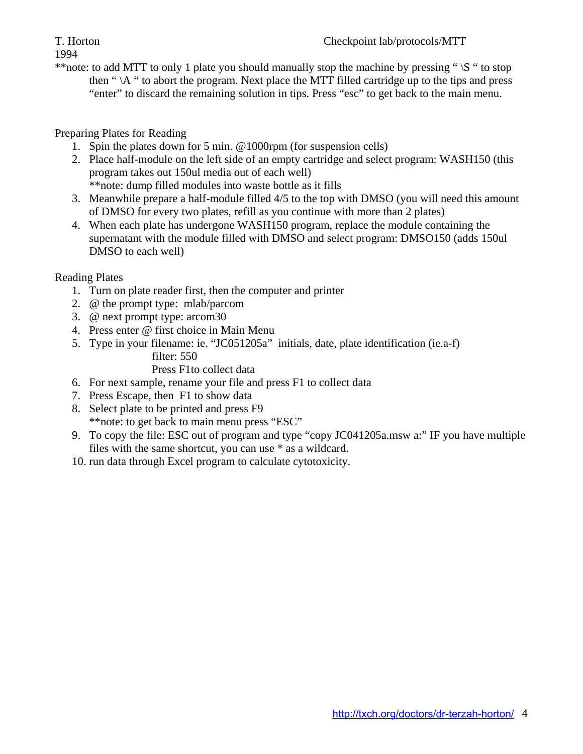**note: to add MTT to only 1 plate you should manually stop the machine by pressing " \S " to stop then " \A " to abort the program. Next place the MTT filled cartridge up to the tips and press "enter" to discard the remaining solution in tips. Press "esc" to get back to the main menu.

Preparing Plates for Reading

1. Spin the plates down for 5 min. @1000rpm (for suspension cells)
2. Place half-module on the left side of an empty cartridge and select program: WASH150 (this program takes out 150ul media out of each well)
   **note: dump filled modules into waste bottle as it fills
3. Meanwhile prepare a half-module filled 4/5 to the top with DMSO (you will need this amount of DMSO for every two plates, refill as you continue with more than 2 plates)
4. When each plate has undergone WASH150 program, replace the module containing the supernatant with the module filled with DMSO and select program: DMSO150 (adds 150ul DMSO to each well)

Reading Plates

1. Turn on plate reader first, then the computer and printer
2. @ the prompt type: mlab/parcom
3. @ next prompt type: arcom30
4. Press enter @ first choice in Main Menu
5. Type in your filename: ie. "JC051205a" initials, date, plate identification (ie.a-f)
   filter: 550
   Press F1to collect data
6. For next sample, rename your file and press F1 to collect data
7. Press Escape, then F1 to show data
8. Select plate to be printed and press F9
   **note: to get back to main menu press "ESC"
9. To copy the file: ESC out of program and type "copy JC041205a.msw a:" IF you have multiple files with the same shortcut, you can use * as a wildcard.
10. run data through Excel program to calculate cytotoxicity.